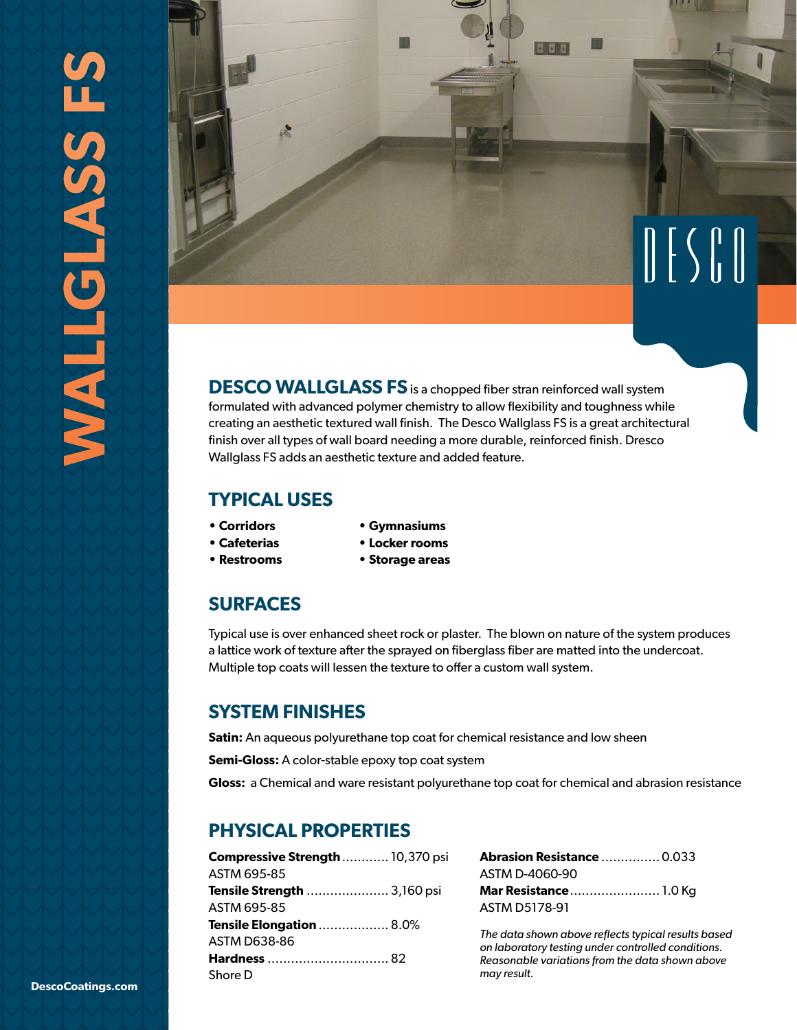# WALLGLASS FS

DESCO

**DESCO WALLGLASS FS** is a chopped fiber stran reinforced wall system formulated with advanced polymer chemistry to allow flexibility and toughness while creating an aesthetic textured wall finish. The Desco Wallglass FS is a great architectural finish over all types of wall board needing a more durable, reinforced finish. Dresco Wallglass FS adds an aesthetic texture and added feature.

## TYPICAL USES

- **Corridors**
- **Cafeterias**
- **Restrooms**
- **Gymnasiums**
- **Locker rooms**
- **Storage areas**

## SURFACES

Typical use is over enhanced sheet rock or plaster. The blown on nature of the system produces a lattice work of texture after the sprayed on fiberglass fiber are matted into the undercoat. Multiple top coats will lessen the texture to offer a custom wall system.

## SYSTEM FINISHES

**Satin:** An aqueous polyurethane top coat for chemical resistance and low sheen

**Semi-Gloss:** A color-stable epoxy top coat system

**Gloss:** a Chemical and ware resistant polyurethane top coat for chemical and abrasion resistance

## PHYSICAL PROPERTIES

**Compressive Strength** ............ 10,370 psi
ASTM 695-85

**Tensile Strength** ..................... 3,160 psi
ASTM 695-85

**Tensile Elongation** .................. 8.0%
ASTM D638-86

**Hardness** ............................... 82
Shore D

**Abrasion Resistance** ............... 0.033
ASTM D-4060-90

**Mar Resistance**....................... 1.0 Kg
ASTM D5178-91

*The data shown above reflects typical results based on laboratory testing under controlled conditions. Reasonable variations from the data shown above may result.*

**DescoCoatings.com**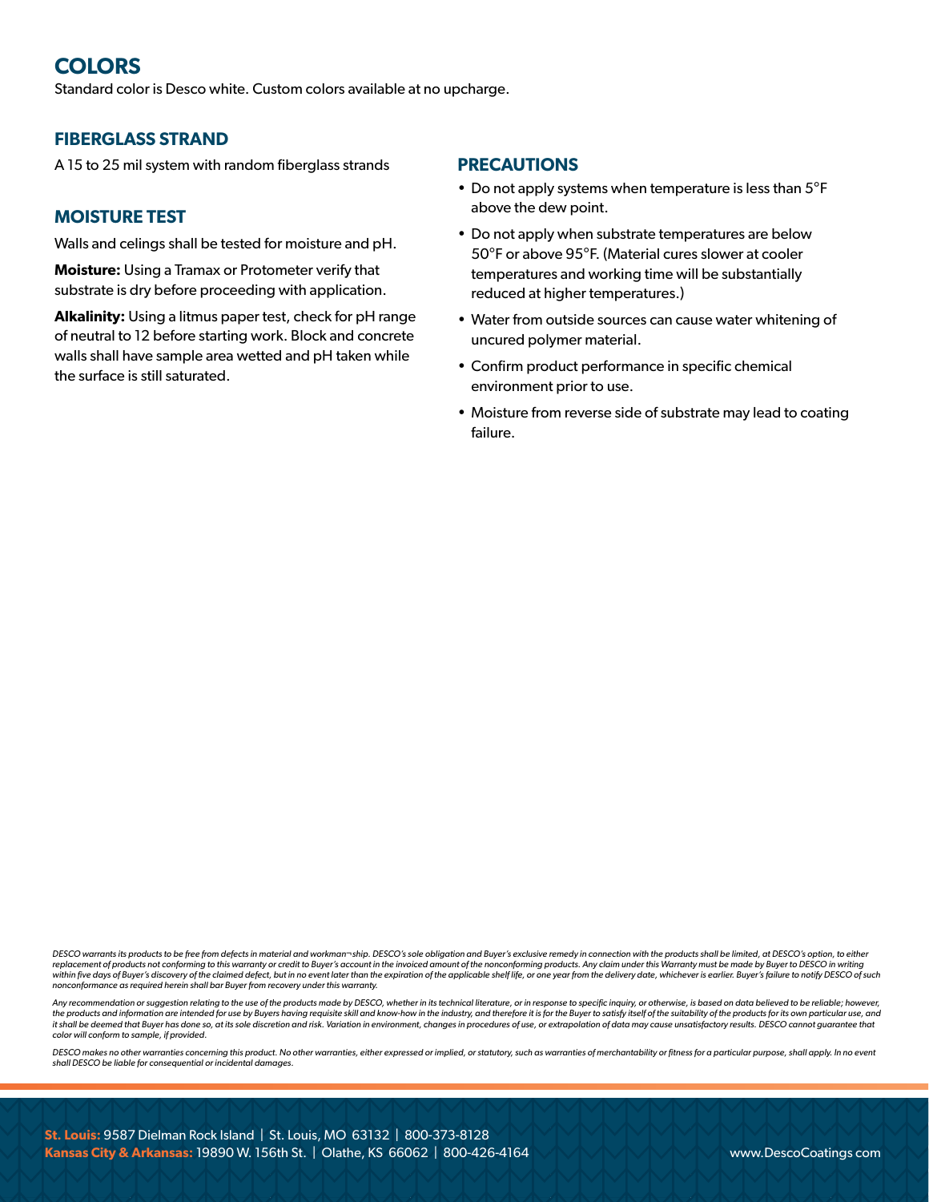## COLORS

Standard color is Desco white. Custom colors available at no upcharge.

### FIBERGLASS STRAND

A 15 to 25 mil system with random fiberglass strands

### MOISTURE TEST

Walls and celings shall be tested for moisture and pH.

**Moisture:** Using a Tramax or Protometer verify that substrate is dry before proceeding with application.

**Alkalinity:** Using a litmus paper test, check for pH range of neutral to 12 before starting work. Block and concrete walls shall have sample area wetted and pH taken while the surface is still saturated.

### PRECAUTIONS

- Do not apply systems when temperature is less than 5°F above the dew point.
- Do not apply when substrate temperatures are below 50°F or above 95°F. (Material cures slower at cooler temperatures and working time will be substantially reduced at higher temperatures.)
- Water from outside sources can cause water whitening of uncured polymer material.
- Confirm product performance in specific chemical environment prior to use.
- Moisture from reverse side of substrate may lead to coating failure.

*DESCO warrants its products to be free from defects in material and workman¬ship. DESCO's sole obligation and Buyer's exclusive remedy in connection with the products shall be limited, at DESCO's option, to either replacement of products not conforming to this warranty or credit to Buyer's account in the invoiced amount of the nonconforming products. Any claim under this Warranty must be made by Buyer to DESCO in writing within five days of Buyer's discovery of the claimed defect, but in no event later than the expiration of the applicable shelf life, or one year from the delivery date, whichever is earlier. Buyer's failure to notify DESCO of such nonconformance as required herein shall bar Buyer from recovery under this warranty.*

*Any recommendation or suggestion relating to the use of the products made by DESCO, whether in its technical literature, or in response to specific inquiry, or otherwise, is based on data believed to be reliable; however, the products and information are intended for use by Buyers having requisite skill and know-how in the industry, and therefore it is for the Buyer to satisfy itself of the suitability of the products for its own particular use, and it shall be deemed that Buyer has done so, at its sole discretion and risk. Variation in environment, changes in procedures of use, or extrapolation of data may cause unsatisfactory results. DESCO cannot guarantee that color will conform to sample, if provided.*

*DESCO makes no other warranties concerning this product. No other warranties, either expressed or implied, or statutory, such as warranties of merchantability or fitness for a particular purpose, shall apply. In no event shall DESCO be liable for consequential or incidental damages.*

**St. Louis:** 9587 Dielman Rock Island | St. Louis, MO 63132 | 800-373-8128
**Kansas City & Arkansas:** 19890 W. 156th St. | Olathe, KS 66062 | 800-426-4164

www.DescoCoatings com